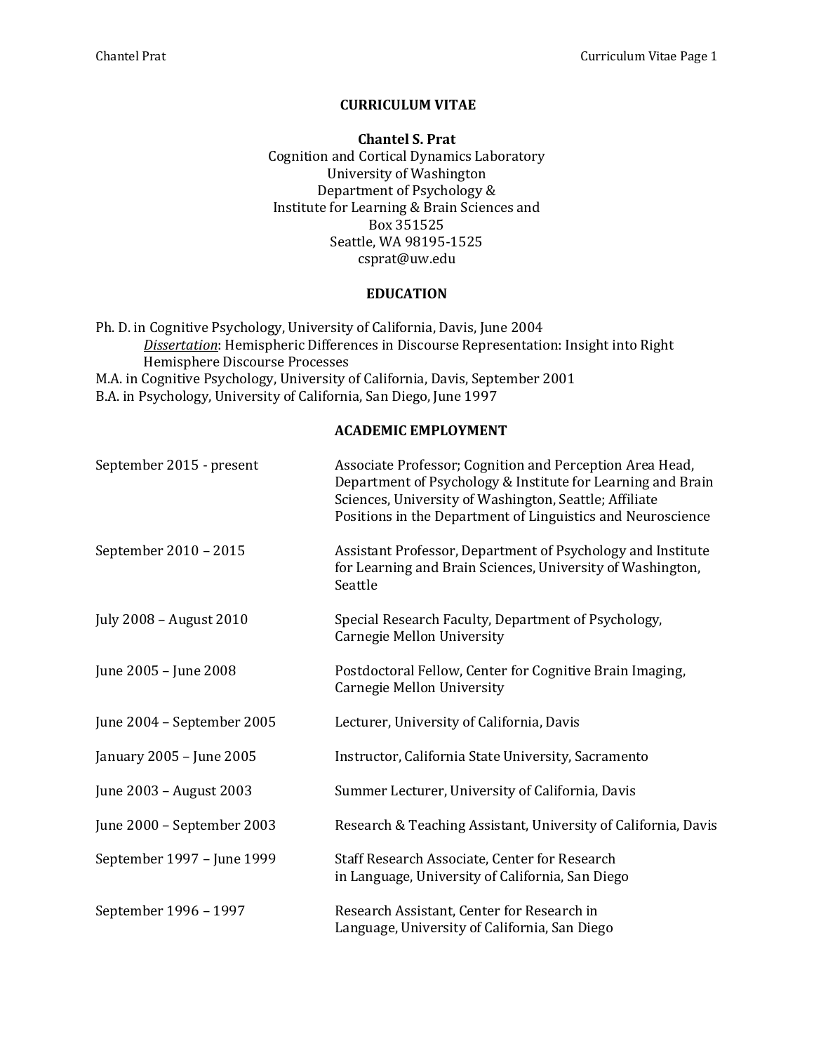# CURRICULUM VITAE

**Chantel S. Prat**
Cognition and Cortical Dynamics Laboratory
University of Washington
Department of Psychology &
Institute for Learning & Brain Sciences and
Box 351525
Seattle, WA 98195-1525
csprat@uw.edu

## EDUCATION

Ph. D. in Cognitive Psychology, University of California, Davis, June 2004
*Dissertation*: Hemispheric Differences in Discourse Representation: Insight into Right Hemisphere Discourse Processes
M.A. in Cognitive Psychology, University of California, Davis, September 2001
B.A. in Psychology, University of California, San Diego, June 1997

## ACADEMIC EMPLOYMENT

| | |
|---|---|
| September 2015 - present | Associate Professor; Cognition and Perception Area Head, Department of Psychology & Institute for Learning and Brain Sciences, University of Washington, Seattle; Affiliate Positions in the Department of Linguistics and Neuroscience |
| September 2010 – 2015 | Assistant Professor, Department of Psychology and Institute for Learning and Brain Sciences, University of Washington, Seattle |
| July 2008 – August 2010 | Special Research Faculty, Department of Psychology, Carnegie Mellon University |
| June 2005 – June 2008 | Postdoctoral Fellow, Center for Cognitive Brain Imaging, Carnegie Mellon University |
| June 2004 – September 2005 | Lecturer, University of California, Davis |
| January 2005 – June 2005 | Instructor, California State University, Sacramento |
| June 2003 – August 2003 | Summer Lecturer, University of California, Davis |
| June 2000 – September 2003 | Research & Teaching Assistant, University of California, Davis |
| September 1997 – June 1999 | Staff Research Associate, Center for Research in Language, University of California, San Diego |
| September 1996 – 1997 | Research Assistant, Center for Research in Language, University of California, San Diego |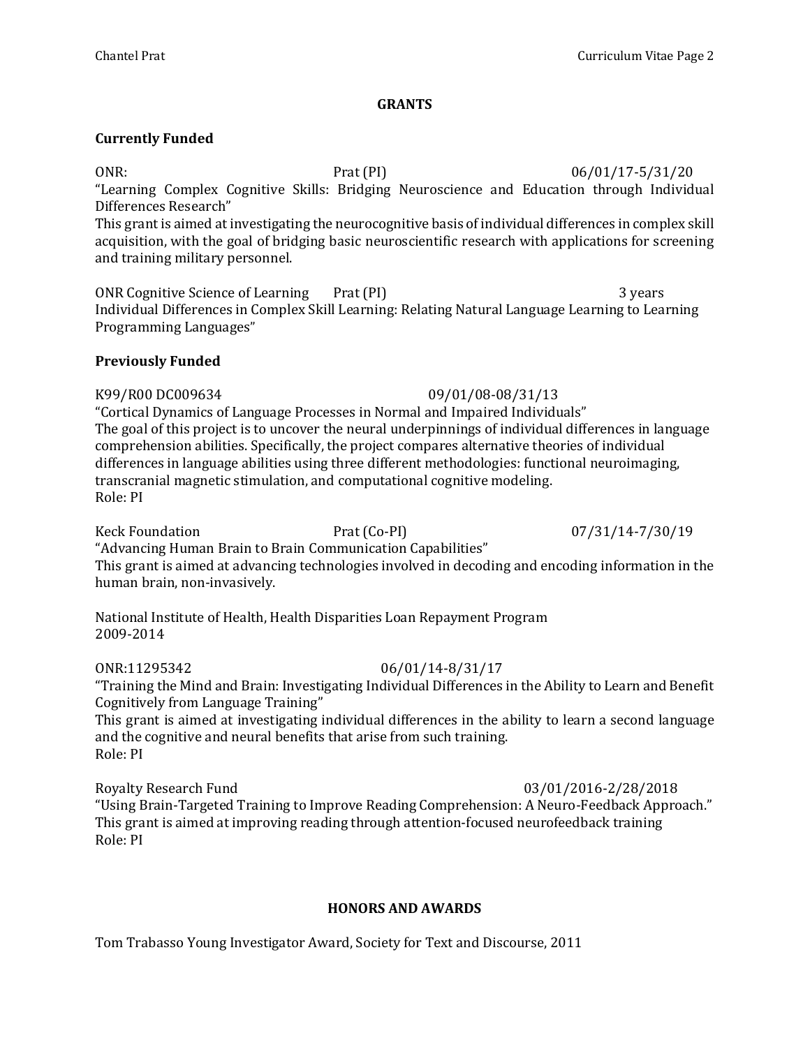## GRANTS

### Currently Funded

ONR: Prat (PI) 06/01/17-5/31/20
"Learning Complex Cognitive Skills: Bridging Neuroscience and Education through Individual Differences Research"
This grant is aimed at investigating the neurocognitive basis of individual differences in complex skill acquisition, with the goal of bridging basic neuroscientific research with applications for screening and training military personnel.

ONR Cognitive Science of Learning Prat (PI) 3 years
Individual Differences in Complex Skill Learning: Relating Natural Language Learning to Learning Programming Languages"

### Previously Funded

K99/R00 DC009634 09/01/08-08/31/13
"Cortical Dynamics of Language Processes in Normal and Impaired Individuals"
The goal of this project is to uncover the neural underpinnings of individual differences in language comprehension abilities. Specifically, the project compares alternative theories of individual differences in language abilities using three different methodologies: functional neuroimaging, transcranial magnetic stimulation, and computational cognitive modeling.
Role: PI

Keck Foundation Prat (Co-PI) 07/31/14-7/30/19
"Advancing Human Brain to Brain Communication Capabilities"
This grant is aimed at advancing technologies involved in decoding and encoding information in the human brain, non-invasively.

National Institute of Health, Health Disparities Loan Repayment Program
2009-2014

ONR:11295342 06/01/14-8/31/17
"Training the Mind and Brain: Investigating Individual Differences in the Ability to Learn and Benefit Cognitively from Language Training"
This grant is aimed at investigating individual differences in the ability to learn a second language and the cognitive and neural benefits that arise from such training.
Role: PI

Royalty Research Fund 03/01/2016-2/28/2018
"Using Brain-Targeted Training to Improve Reading Comprehension: A Neuro-Feedback Approach."
This grant is aimed at improving reading through attention-focused neurofeedback training
Role: PI

## HONORS AND AWARDS

Tom Trabasso Young Investigator Award, Society for Text and Discourse, 2011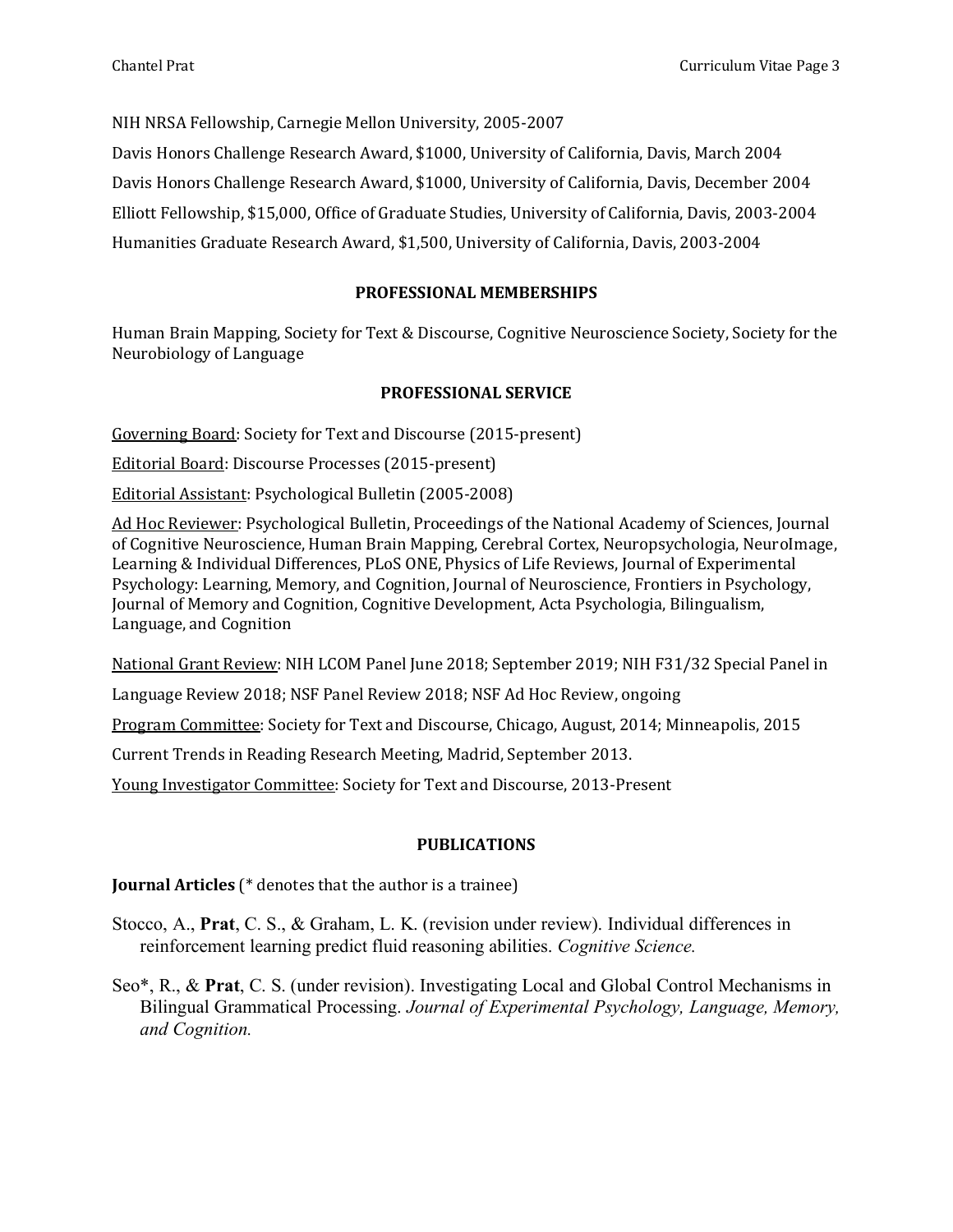NIH NRSA Fellowship, Carnegie Mellon University, 2005-2007

Davis Honors Challenge Research Award, $1000, University of California, Davis, March 2004

Davis Honors Challenge Research Award, $1000, University of California, Davis, December 2004

Elliott Fellowship, $15,000, Office of Graduate Studies, University of California, Davis, 2003-2004

Humanities Graduate Research Award, $1,500, University of California, Davis, 2003-2004

## PROFESSIONAL MEMBERSHIPS

Human Brain Mapping, Society for Text & Discourse, Cognitive Neuroscience Society, Society for the Neurobiology of Language

## PROFESSIONAL SERVICE

Governing Board: Society for Text and Discourse (2015-present)

Editorial Board: Discourse Processes (2015-present)

Editorial Assistant: Psychological Bulletin (2005-2008)

Ad Hoc Reviewer: Psychological Bulletin, Proceedings of the National Academy of Sciences, Journal of Cognitive Neuroscience, Human Brain Mapping, Cerebral Cortex, Neuropsychologia, NeuroImage, Learning & Individual Differences, PLoS ONE, Physics of Life Reviews, Journal of Experimental Psychology: Learning, Memory, and Cognition, Journal of Neuroscience, Frontiers in Psychology, Journal of Memory and Cognition, Cognitive Development, Acta Psychologia, Bilingualism, Language, and Cognition

National Grant Review: NIH LCOM Panel June 2018; September 2019; NIH F31/32 Special Panel in Language Review 2018; NSF Panel Review 2018; NSF Ad Hoc Review, ongoing

Program Committee: Society for Text and Discourse, Chicago, August, 2014; Minneapolis, 2015

Current Trends in Reading Research Meeting, Madrid, September 2013.

Young Investigator Committee: Society for Text and Discourse, 2013-Present

## PUBLICATIONS

**Journal Articles** (* denotes that the author is a trainee)

Stocco, A., **Prat**, C. S., & Graham, L. K. (revision under review). Individual differences in reinforcement learning predict fluid reasoning abilities. *Cognitive Science.*

Seo*, R., & **Prat**, C. S. (under revision). Investigating Local and Global Control Mechanisms in Bilingual Grammatical Processing. *Journal of Experimental Psychology, Language, Memory, and Cognition.*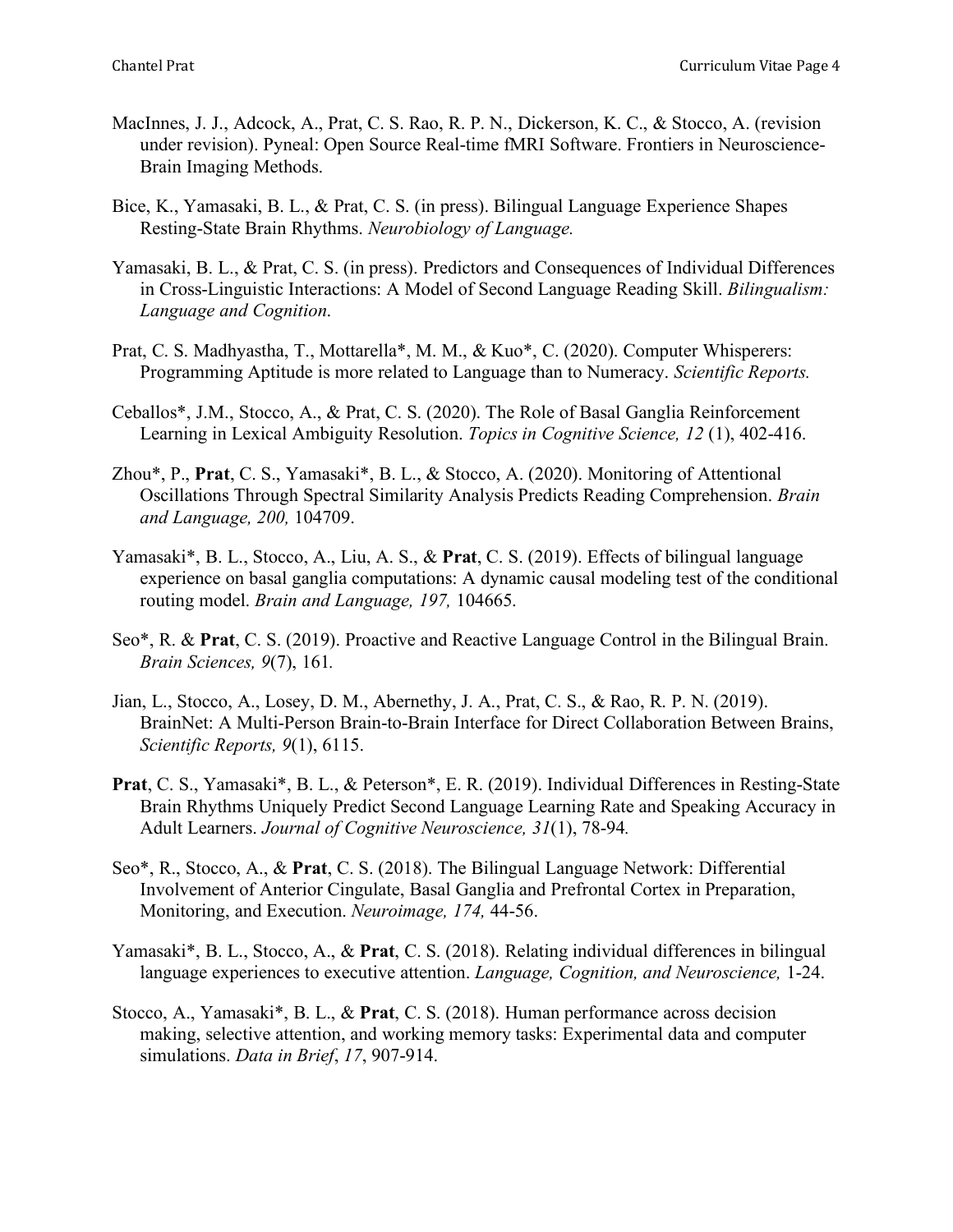MacInnes, J. J., Adcock, A., Prat, C. S. Rao, R. P. N., Dickerson, K. C., & Stocco, A. (revision under revision). Pyneal: Open Source Real-time fMRI Software. Frontiers in Neuroscience-Brain Imaging Methods.

Bice, K., Yamasaki, B. L., & Prat, C. S. (in press). Bilingual Language Experience Shapes Resting-State Brain Rhythms. *Neurobiology of Language.*

Yamasaki, B. L., & Prat, C. S. (in press). Predictors and Consequences of Individual Differences in Cross-Linguistic Interactions: A Model of Second Language Reading Skill. *Bilingualism: Language and Cognition*.

Prat, C. S. Madhyastha, T., Mottarella*, M. M., & Kuo*, C. (2020). Computer Whisperers: Programming Aptitude is more related to Language than to Numeracy. *Scientific Reports.*

Ceballos*, J.M., Stocco, A., & Prat, C. S. (2020). The Role of Basal Ganglia Reinforcement Learning in Lexical Ambiguity Resolution. *Topics in Cognitive Science, 12* (1), 402-416.

Zhou*, P., **Prat**, C. S., Yamasaki*, B. L., & Stocco, A. (2020). Monitoring of Attentional Oscillations Through Spectral Similarity Analysis Predicts Reading Comprehension. *Brain and Language, 200,* 104709.

Yamasaki*, B. L., Stocco, A., Liu, A. S., & **Prat**, C. S. (2019). Effects of bilingual language experience on basal ganglia computations: A dynamic causal modeling test of the conditional routing model. *Brain and Language, 197,* 104665.

Seo*, R. & **Prat**, C. S. (2019). Proactive and Reactive Language Control in the Bilingual Brain. *Brain Sciences, 9*(7), 161*.*

Jian, L., Stocco, A., Losey, D. M., Abernethy, J. A., Prat, C. S., & Rao, R. P. N. (2019). BrainNet: A Multi-Person Brain-to-Brain Interface for Direct Collaboration Between Brains, *Scientific Reports, 9*(1), 6115.

**Prat**, C. S., Yamasaki*, B. L., & Peterson*, E. R. (2019). Individual Differences in Resting-State Brain Rhythms Uniquely Predict Second Language Learning Rate and Speaking Accuracy in Adult Learners. *Journal of Cognitive Neuroscience, 31*(1), 78-94*.*

Seo*, R., Stocco, A., & **Prat**, C. S. (2018). The Bilingual Language Network: Differential Involvement of Anterior Cingulate, Basal Ganglia and Prefrontal Cortex in Preparation, Monitoring, and Execution. *Neuroimage, 174,* 44-56.

Yamasaki*, B. L., Stocco, A., & **Prat**, C. S. (2018). Relating individual differences in bilingual language experiences to executive attention. *Language, Cognition, and Neuroscience,* 1-24.

Stocco, A., Yamasaki*, B. L., & **Prat**, C. S. (2018). Human performance across decision making, selective attention, and working memory tasks: Experimental data and computer simulations. *Data in Brief*, *17*, 907-914.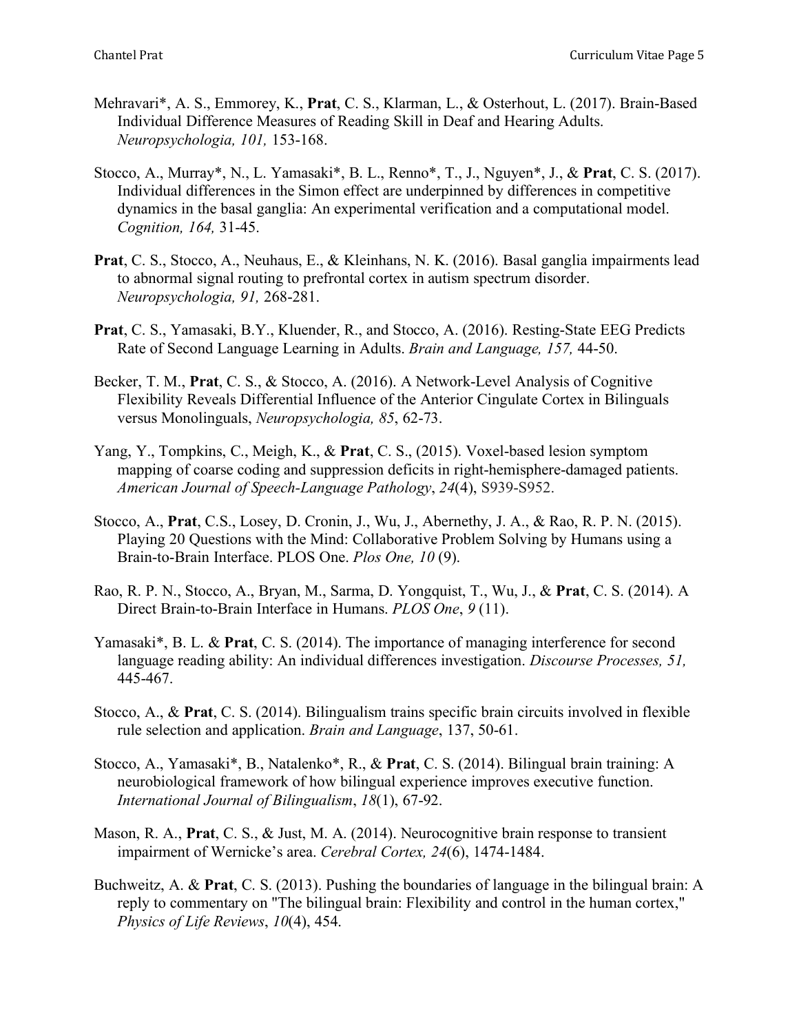Mehravari*, A. S., Emmorey, K., **Prat**, C. S., Klarman, L., & Osterhout, L. (2017). Brain-Based Individual Difference Measures of Reading Skill in Deaf and Hearing Adults. *Neuropsychologia, 101,* 153-168.

Stocco, A., Murray*, N., L. Yamasaki*, B. L., Renno*, T., J., Nguyen*, J., & **Prat**, C. S. (2017). Individual differences in the Simon effect are underpinned by differences in competitive dynamics in the basal ganglia: An experimental verification and a computational model. *Cognition, 164,* 31-45.

**Prat**, C. S., Stocco, A., Neuhaus, E., & Kleinhans, N. K. (2016). Basal ganglia impairments lead to abnormal signal routing to prefrontal cortex in autism spectrum disorder. *Neuropsychologia, 91,* 268-281.

**Prat**, C. S., Yamasaki, B.Y., Kluender, R., and Stocco, A. (2016). Resting-State EEG Predicts Rate of Second Language Learning in Adults. *Brain and Language, 157,* 44-50.

Becker, T. M., **Prat**, C. S., & Stocco, A. (2016). A Network-Level Analysis of Cognitive Flexibility Reveals Differential Influence of the Anterior Cingulate Cortex in Bilinguals versus Monolinguals, *Neuropsychologia, 85*, 62-73.

Yang, Y., Tompkins, C., Meigh, K., & **Prat**, C. S., (2015). Voxel-based lesion symptom mapping of coarse coding and suppression deficits in right-hemisphere-damaged patients. *American Journal of Speech-Language Pathology*, *24*(4), S939-S952.

Stocco, A., **Prat**, C.S., Losey, D. Cronin, J., Wu, J., Abernethy, J. A., & Rao, R. P. N. (2015). Playing 20 Questions with the Mind: Collaborative Problem Solving by Humans using a Brain-to-Brain Interface. PLOS One. *Plos One, 10* (9).

Rao, R. P. N., Stocco, A., Bryan, M., Sarma, D. Yongquist, T., Wu, J., & **Prat**, C. S. (2014). A Direct Brain-to-Brain Interface in Humans. *PLOS One*, *9* (11).

Yamasaki*, B. L. & **Prat**, C. S. (2014). The importance of managing interference for second language reading ability: An individual differences investigation. *Discourse Processes, 51,* 445-467.

Stocco, A., & **Prat**, C. S. (2014). Bilingualism trains specific brain circuits involved in flexible rule selection and application. *Brain and Language*, 137, 50-61.

Stocco, A., Yamasaki*, B., Natalenko*, R., & **Prat**, C. S. (2014). Bilingual brain training: A neurobiological framework of how bilingual experience improves executive function. *International Journal of Bilingualism*, *18*(1), 67-92.

Mason, R. A., **Prat**, C. S., & Just, M. A. (2014). Neurocognitive brain response to transient impairment of Wernicke's area. *Cerebral Cortex, 24*(6), 1474-1484.

Buchweitz, A. & **Prat**, C. S. (2013). Pushing the boundaries of language in the bilingual brain: A reply to commentary on "The bilingual brain: Flexibility and control in the human cortex," *Physics of Life Reviews*, *10*(4), 454.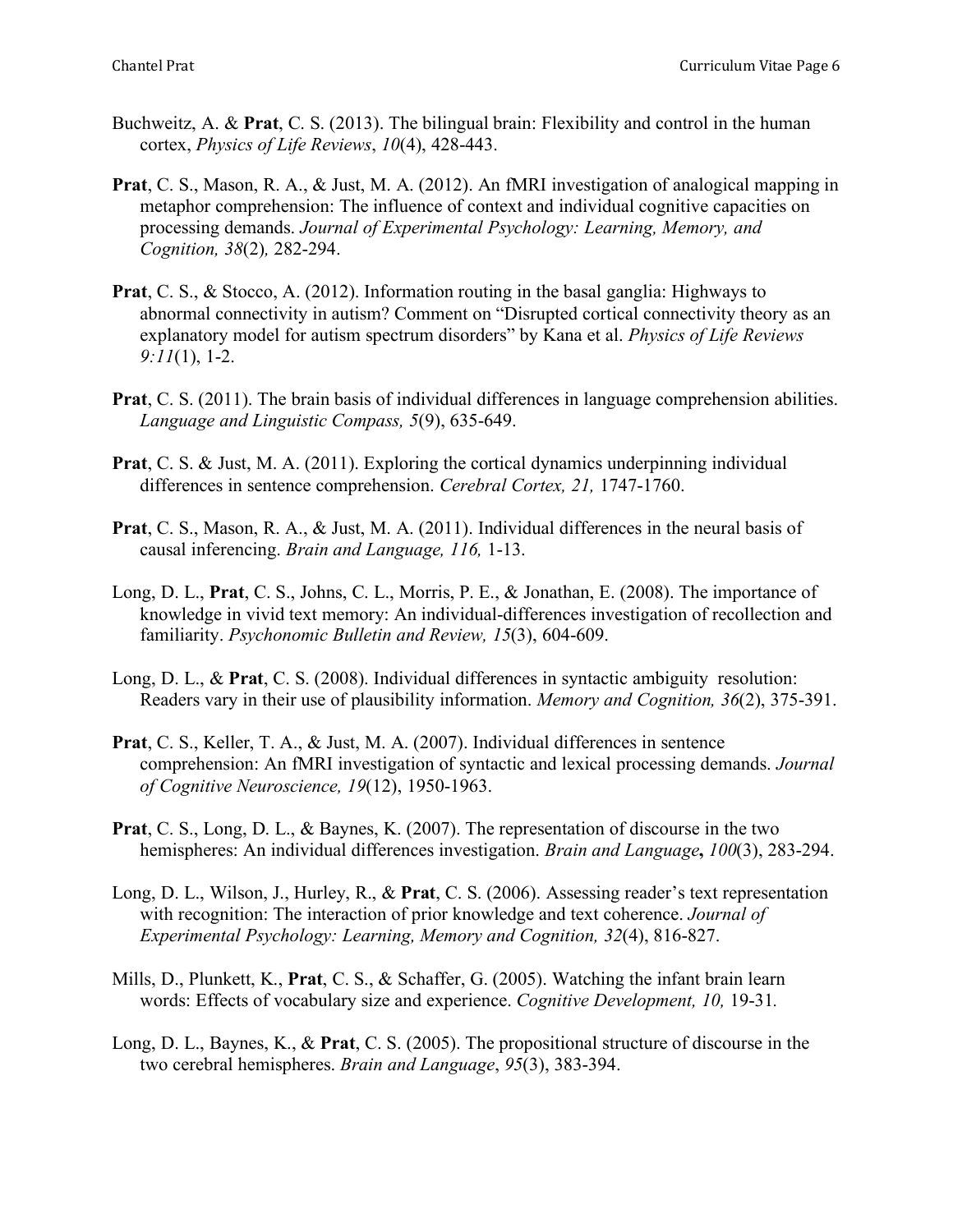Buchweitz, A. & **Prat**, C. S. (2013). The bilingual brain: Flexibility and control in the human cortex, *Physics of Life Reviews*, *10*(4), 428-443.

**Prat**, C. S., Mason, R. A., & Just, M. A. (2012). An fMRI investigation of analogical mapping in metaphor comprehension: The influence of context and individual cognitive capacities on processing demands. *Journal of Experimental Psychology: Learning, Memory, and Cognition, 38*(2)*,* 282-294.

**Prat**, C. S., & Stocco, A. (2012). Information routing in the basal ganglia: Highways to abnormal connectivity in autism? Comment on "Disrupted cortical connectivity theory as an explanatory model for autism spectrum disorders" by Kana et al. *Physics of Life Reviews 9:11*(1), 1-2.

**Prat**, C. S. (2011). The brain basis of individual differences in language comprehension abilities. *Language and Linguistic Compass, 5*(9), 635-649.

**Prat**, C. S. & Just, M. A. (2011). Exploring the cortical dynamics underpinning individual differences in sentence comprehension. *Cerebral Cortex, 21,* 1747-1760.

**Prat**, C. S., Mason, R. A., & Just, M. A. (2011). Individual differences in the neural basis of causal inferencing. *Brain and Language, 116,* 1-13.

Long, D. L., **Prat**, C. S., Johns, C. L., Morris, P. E., & Jonathan, E. (2008). The importance of knowledge in vivid text memory: An individual-differences investigation of recollection and familiarity. *Psychonomic Bulletin and Review, 15*(3), 604-609.

Long, D. L., & **Prat**, C. S. (2008). Individual differences in syntactic ambiguity resolution: Readers vary in their use of plausibility information. *Memory and Cognition, 36*(2), 375-391.

**Prat**, C. S., Keller, T. A., & Just, M. A. (2007). Individual differences in sentence comprehension: An fMRI investigation of syntactic and lexical processing demands. *Journal of Cognitive Neuroscience, 19*(12), 1950-1963.

**Prat**, C. S., Long, D. L., & Baynes, K. (2007). The representation of discourse in the two hemispheres: An individual differences investigation. *Brain and Language***,** *100*(3), 283-294.

Long, D. L., Wilson, J., Hurley, R., & **Prat**, C. S. (2006). Assessing reader's text representation with recognition: The interaction of prior knowledge and text coherence. *Journal of Experimental Psychology: Learning, Memory and Cognition, 32*(4), 816-827.

Mills, D., Plunkett, K., **Prat**, C. S., & Schaffer, G. (2005). Watching the infant brain learn words: Effects of vocabulary size and experience. *Cognitive Development, 10,* 19-31*.*

Long, D. L., Baynes, K., & **Prat**, C. S. (2005). The propositional structure of discourse in the two cerebral hemispheres. *Brain and Language*, *95*(3), 383-394.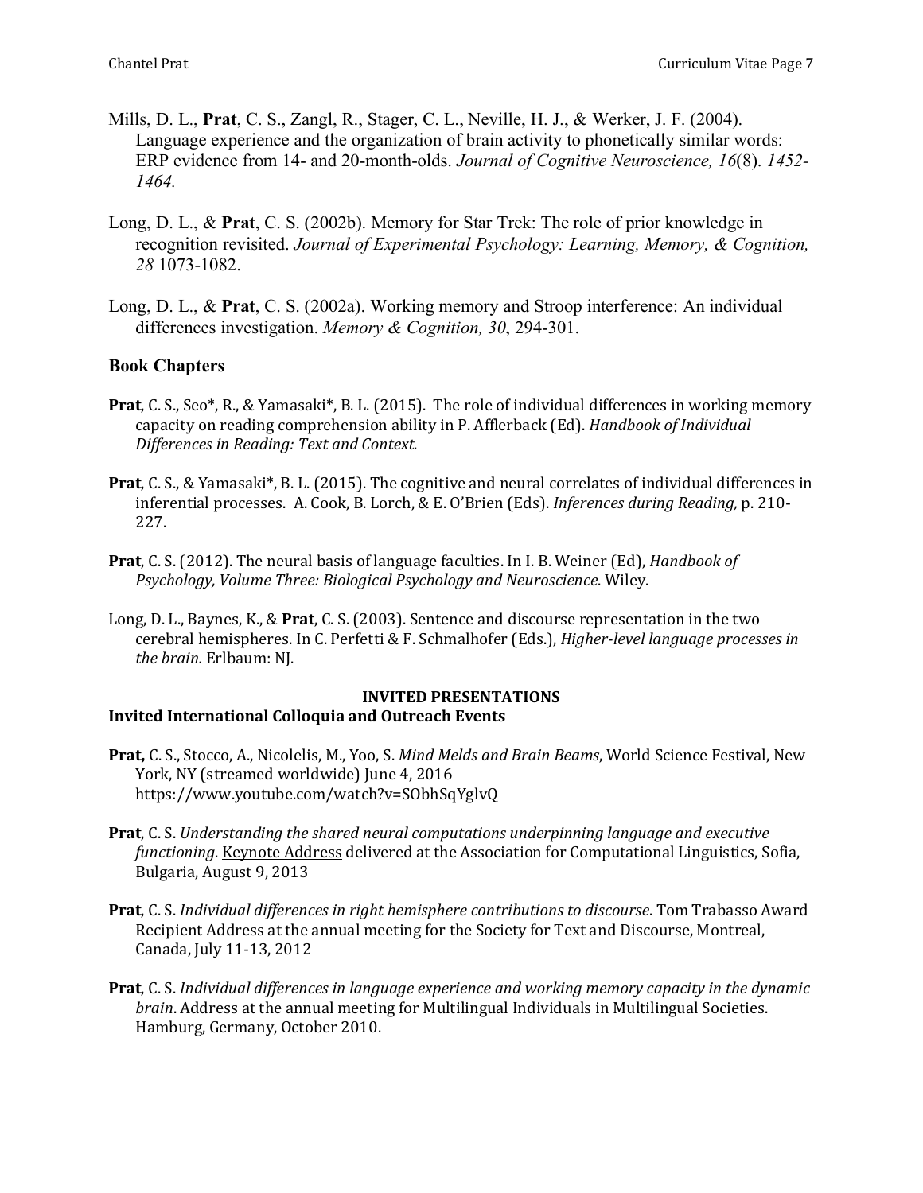Mills, D. L., **Prat**, C. S., Zangl, R., Stager, C. L., Neville, H. J., & Werker, J. F. (2004). Language experience and the organization of brain activity to phonetically similar words: ERP evidence from 14- and 20-month-olds. *Journal of Cognitive Neuroscience, 16*(8). *1452-1464.*

Long, D. L., & **Prat**, C. S. (2002b). Memory for Star Trek: The role of prior knowledge in recognition revisited. *Journal of Experimental Psychology: Learning, Memory, & Cognition, 28* 1073-1082.

Long, D. L., & **Prat**, C. S. (2002a). Working memory and Stroop interference: An individual differences investigation. *Memory & Cognition, 30*, 294-301.

### Book Chapters

**Prat**, C. S., Seo*, R., & Yamasaki*, B. L. (2015). The role of individual differences in working memory capacity on reading comprehension ability in P. Afflerback (Ed). *Handbook of Individual Differences in Reading: Text and Context*.

**Prat**, C. S., & Yamasaki*, B. L. (2015). The cognitive and neural correlates of individual differences in inferential processes. A. Cook, B. Lorch, & E. O'Brien (Eds). *Inferences during Reading,* p. 210-227.

**Prat**, C. S. (2012). The neural basis of language faculties. In I. B. Weiner (Ed), *Handbook of Psychology, Volume Three: Biological Psychology and Neuroscience*. Wiley.

Long, D. L., Baynes, K., & **Prat**, C. S. (2003). Sentence and discourse representation in the two cerebral hemispheres. In C. Perfetti & F. Schmalhofer (Eds.), *Higher-level language processes in the brain.* Erlbaum: NJ.

## INVITED PRESENTATIONS

### Invited International Colloquia and Outreach Events

**Prat,** C. S., Stocco, A., Nicolelis, M., Yoo, S. *Mind Melds and Brain Beams*, World Science Festival, New York, NY (streamed worldwide) June 4, 2016 https://www.youtube.com/watch?v=SObhSqYglvQ

**Prat**, C. S. *Understanding the shared neural computations underpinning language and executive functioning*. Keynote Address delivered at the Association for Computational Linguistics, Sofia, Bulgaria, August 9, 2013

**Prat**, C. S. *Individual differences in right hemisphere contributions to discourse*. Tom Trabasso Award Recipient Address at the annual meeting for the Society for Text and Discourse, Montreal, Canada, July 11-13, 2012

**Prat**, C. S. *Individual differences in language experience and working memory capacity in the dynamic brain*. Address at the annual meeting for Multilingual Individuals in Multilingual Societies. Hamburg, Germany, October 2010.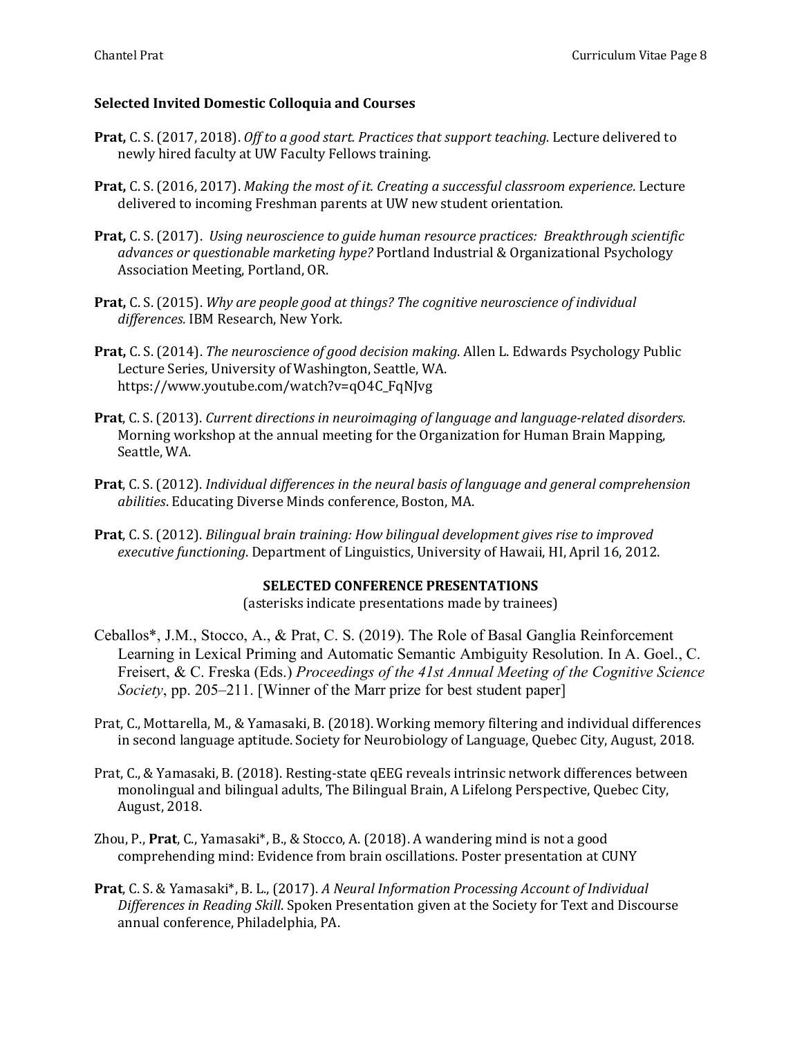### Selected Invited Domestic Colloquia and Courses

**Prat,** C. S. (2017, 2018). *Off to a good start. Practices that support teaching.* Lecture delivered to newly hired faculty at UW Faculty Fellows training.

**Prat,** C. S. (2016, 2017). *Making the most of it. Creating a successful classroom experience*. Lecture delivered to incoming Freshman parents at UW new student orientation.

**Prat,** C. S. (2017). *Using neuroscience to guide human resource practices: Breakthrough scientific advances or questionable marketing hype?* Portland Industrial & Organizational Psychology Association Meeting, Portland, OR.

**Prat,** C. S. (2015). *Why are people good at things? The cognitive neuroscience of individual differences.* IBM Research, New York.

**Prat,** C. S. (2014). *The neuroscience of good decision making*. Allen L. Edwards Psychology Public Lecture Series, University of Washington, Seattle, WA. https://www.youtube.com/watch?v=qO4C_FqNJvg

**Prat**, C. S. (2013). *Current directions in neuroimaging of language and language-related disorders*. Morning workshop at the annual meeting for the Organization for Human Brain Mapping, Seattle, WA.

**Prat**, C. S. (2012). *Individual differences in the neural basis of language and general comprehension abilities*. Educating Diverse Minds conference, Boston, MA.

**Prat**, C. S. (2012). *Bilingual brain training: How bilingual development gives rise to improved executive functioning*. Department of Linguistics, University of Hawaii, HI, April 16, 2012.

## SELECTED CONFERENCE PRESENTATIONS

(asterisks indicate presentations made by trainees)

Ceballos*, J.M., Stocco, A., & Prat, C. S. (2019). The Role of Basal Ganglia Reinforcement Learning in Lexical Priming and Automatic Semantic Ambiguity Resolution. In A. Goel., C. Freisert, & C. Freska (Eds.) *Proceedings of the 41st Annual Meeting of the Cognitive Science Society*, pp. 205–211. [Winner of the Marr prize for best student paper]

Prat, C., Mottarella, M., & Yamasaki, B. (2018). Working memory filtering and individual differences in second language aptitude. Society for Neurobiology of Language, Quebec City, August, 2018.

Prat, C., & Yamasaki, B. (2018). Resting-state qEEG reveals intrinsic network differences between monolingual and bilingual adults, The Bilingual Brain, A Lifelong Perspective, Quebec City, August, 2018.

Zhou, P., **Prat**, C., Yamasaki*, B., & Stocco, A. (2018). A wandering mind is not a good comprehending mind: Evidence from brain oscillations. Poster presentation at CUNY

**Prat**, C. S. & Yamasaki*, B. L., (2017). *A Neural Information Processing Account of Individual Differences in Reading Skill*. Spoken Presentation given at the Society for Text and Discourse annual conference, Philadelphia, PA.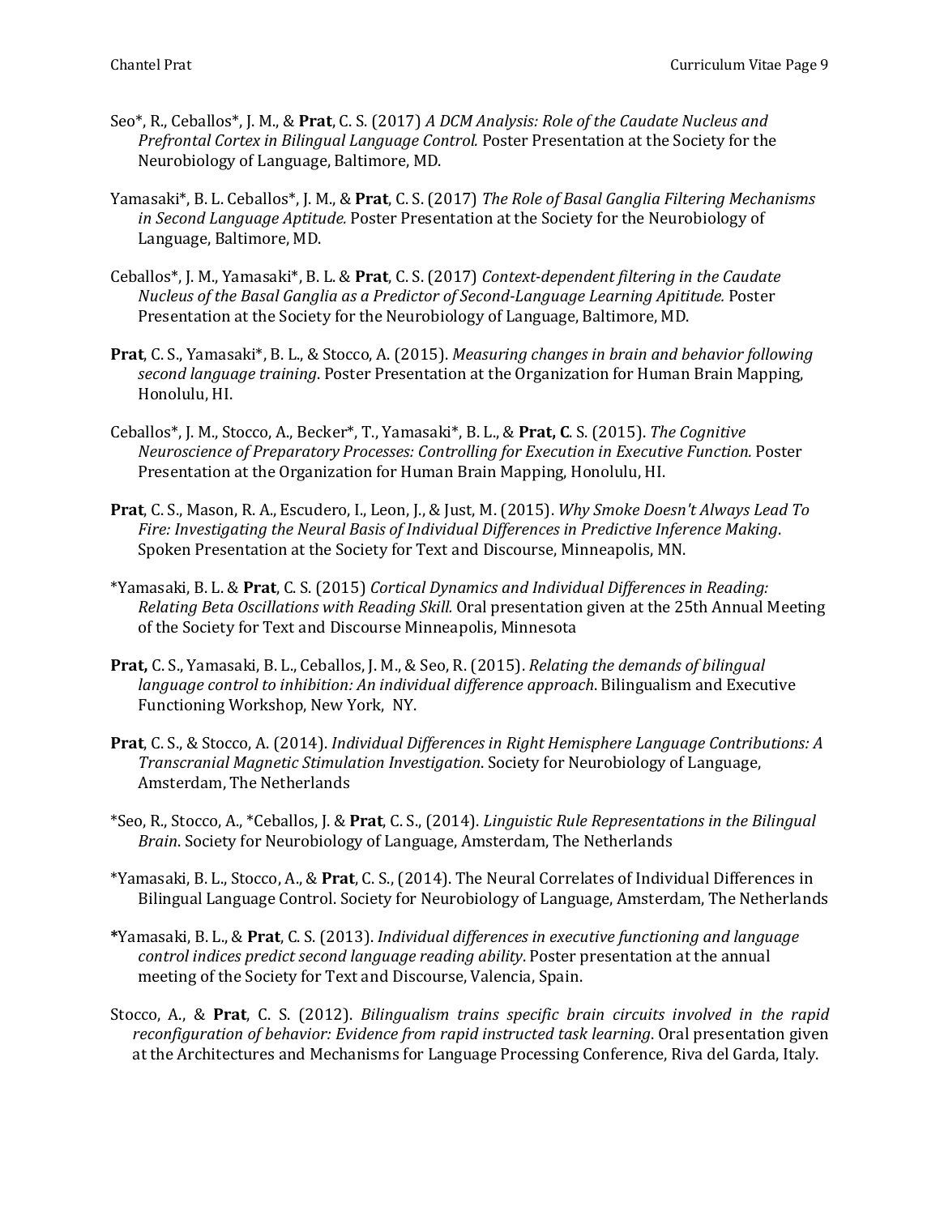Seo*, R., Ceballos*, J. M., & **Prat**, C. S. (2017) *A DCM Analysis: Role of the Caudate Nucleus and Prefrontal Cortex in Bilingual Language Control.* Poster Presentation at the Society for the Neurobiology of Language, Baltimore, MD.

Yamasaki*, B. L. Ceballos*, J. M., & **Prat**, C. S. (2017) *The Role of Basal Ganglia Filtering Mechanisms in Second Language Aptitude.* Poster Presentation at the Society for the Neurobiology of Language, Baltimore, MD.

Ceballos*, J. M., Yamasaki*, B. L. & **Prat**, C. S. (2017) *Context-dependent filtering in the Caudate Nucleus of the Basal Ganglia as a Predictor of Second-Language Learning Apititude.* Poster Presentation at the Society for the Neurobiology of Language, Baltimore, MD.

**Prat**, C. S., Yamasaki*, B. L., & Stocco, A. (2015). *Measuring changes in brain and behavior following second language training*. Poster Presentation at the Organization for Human Brain Mapping, Honolulu, HI.

Ceballos*, J. M., Stocco, A., Becker*, T., Yamasaki*, B. L., & **Prat, C**. S. (2015). *The Cognitive Neuroscience of Preparatory Processes: Controlling for Execution in Executive Function.* Poster Presentation at the Organization for Human Brain Mapping, Honolulu, HI.

**Prat**, C. S., Mason, R. A., Escudero, I., Leon, J., & Just, M. (2015). *Why Smoke Doesn't Always Lead To Fire: Investigating the Neural Basis of Individual Differences in Predictive Inference Making*. Spoken Presentation at the Society for Text and Discourse, Minneapolis, MN.

*Yamasaki, B. L. & **Prat**, C. S. (2015) *Cortical Dynamics and Individual Differences in Reading: Relating Beta Oscillations with Reading Skill.* Oral presentation given at the 25th Annual Meeting of the Society for Text and Discourse Minneapolis, Minnesota

**Prat,** C. S., Yamasaki, B. L., Ceballos, J. M., & Seo, R. (2015). *Relating the demands of bilingual language control to inhibition: An individual difference approach*. Bilingualism and Executive Functioning Workshop, New York, NY.

**Prat**, C. S., & Stocco, A. (2014). *Individual Differences in Right Hemisphere Language Contributions: A Transcranial Magnetic Stimulation Investigation*. Society for Neurobiology of Language, Amsterdam, The Netherlands

*Seo, R., Stocco, A., *Ceballos, J. & **Prat**, C. S., (2014). *Linguistic Rule Representations in the Bilingual Brain*. Society for Neurobiology of Language, Amsterdam, The Netherlands

*Yamasaki, B. L., Stocco, A., & **Prat**, C. S., (2014). The Neural Correlates of Individual Differences in Bilingual Language Control. Society for Neurobiology of Language, Amsterdam, The Netherlands

*Yamasaki, B. L., & **Prat**, C. S. (2013). *Individual differences in executive functioning and language control indices predict second language reading ability*. Poster presentation at the annual meeting of the Society for Text and Discourse, Valencia, Spain.

Stocco, A., & **Prat**, C. S. (2012). *Bilingualism trains specific brain circuits involved in the rapid reconfiguration of behavior: Evidence from rapid instructed task learning*. Oral presentation given at the Architectures and Mechanisms for Language Processing Conference, Riva del Garda, Italy.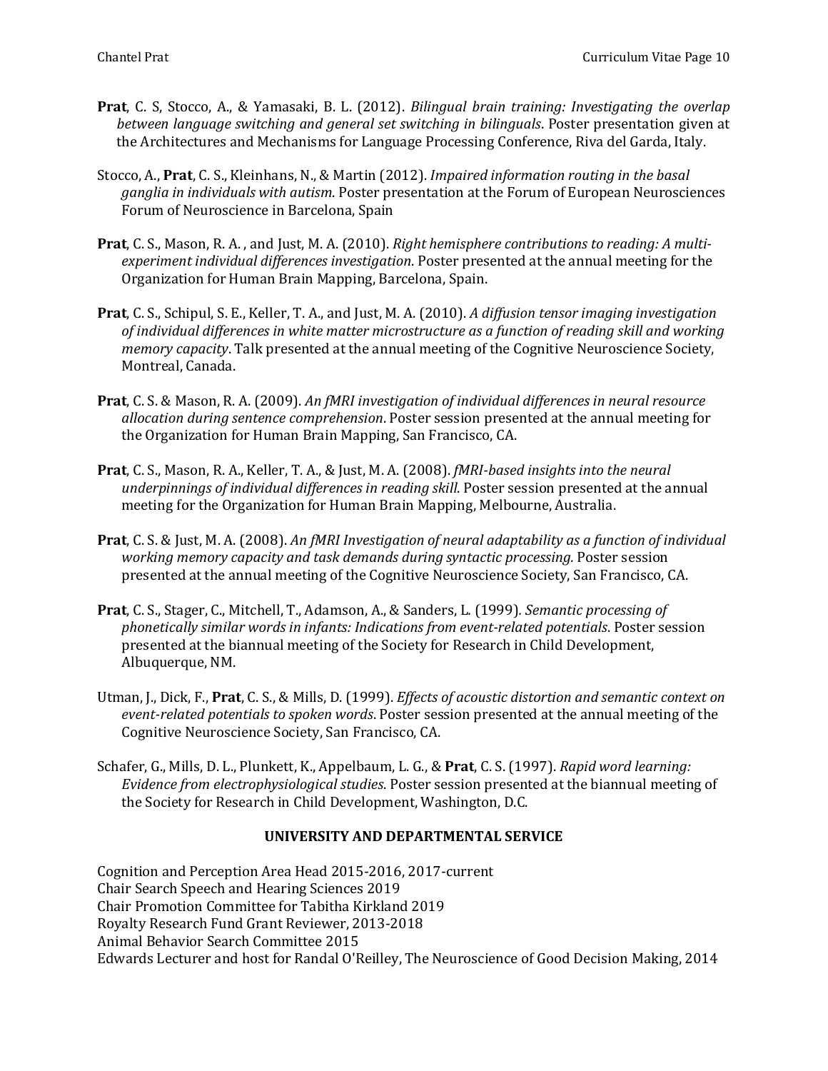**Prat**, C. S, Stocco, A., & Yamasaki, B. L. (2012). *Bilingual brain training: Investigating the overlap between language switching and general set switching in bilinguals*. Poster presentation given at the Architectures and Mechanisms for Language Processing Conference, Riva del Garda, Italy.

Stocco, A., **Prat**, C. S., Kleinhans, N., & Martin (2012). *Impaired information routing in the basal ganglia in individuals with autism*. Poster presentation at the Forum of European Neurosciences Forum of Neuroscience in Barcelona, Spain

**Prat**, C. S., Mason, R. A. , and Just, M. A. (2010). *Right hemisphere contributions to reading: A multi-experiment individual differences investigation*. Poster presented at the annual meeting for the Organization for Human Brain Mapping, Barcelona, Spain.

**Prat**, C. S., Schipul, S. E., Keller, T. A., and Just, M. A. (2010). *A diffusion tensor imaging investigation of individual differences in white matter microstructure as a function of reading skill and working memory capacity*. Talk presented at the annual meeting of the Cognitive Neuroscience Society, Montreal, Canada.

**Prat**, C. S. & Mason, R. A. (2009). *An fMRI investigation of individual differences in neural resource allocation during sentence comprehension*. Poster session presented at the annual meeting for the Organization for Human Brain Mapping, San Francisco, CA.

**Prat**, C. S., Mason, R. A., Keller, T. A., & Just, M. A. (2008). *fMRI-based insights into the neural underpinnings of individual differences in reading skill*. Poster session presented at the annual meeting for the Organization for Human Brain Mapping, Melbourne, Australia.

**Prat**, C. S. & Just, M. A. (2008). *An fMRI Investigation of neural adaptability as a function of individual working memory capacity and task demands during syntactic processing.* Poster session presented at the annual meeting of the Cognitive Neuroscience Society, San Francisco, CA.

**Prat**, C. S., Stager, C., Mitchell, T., Adamson, A., & Sanders, L. (1999). *Semantic processing of phonetically similar words in infants: Indications from event-related potentials*. Poster session presented at the biannual meeting of the Society for Research in Child Development, Albuquerque, NM.

Utman, J., Dick, F., **Prat**, C. S., & Mills, D. (1999). *Effects of acoustic distortion and semantic context on event-related potentials to spoken words*. Poster session presented at the annual meeting of the Cognitive Neuroscience Society, San Francisco, CA.

Schafer, G., Mills, D. L., Plunkett, K., Appelbaum, L. G., & **Prat**, C. S. (1997). *Rapid word learning: Evidence from electrophysiological studies*. Poster session presented at the biannual meeting of the Society for Research in Child Development, Washington, D.C.

## UNIVERSITY AND DEPARTMENTAL SERVICE

Cognition and Perception Area Head 2015-2016, 2017-current
Chair Search Speech and Hearing Sciences 2019
Chair Promotion Committee for Tabitha Kirkland 2019
Royalty Research Fund Grant Reviewer, 2013-2018
Animal Behavior Search Committee 2015
Edwards Lecturer and host for Randal O'Reilley, The Neuroscience of Good Decision Making, 2014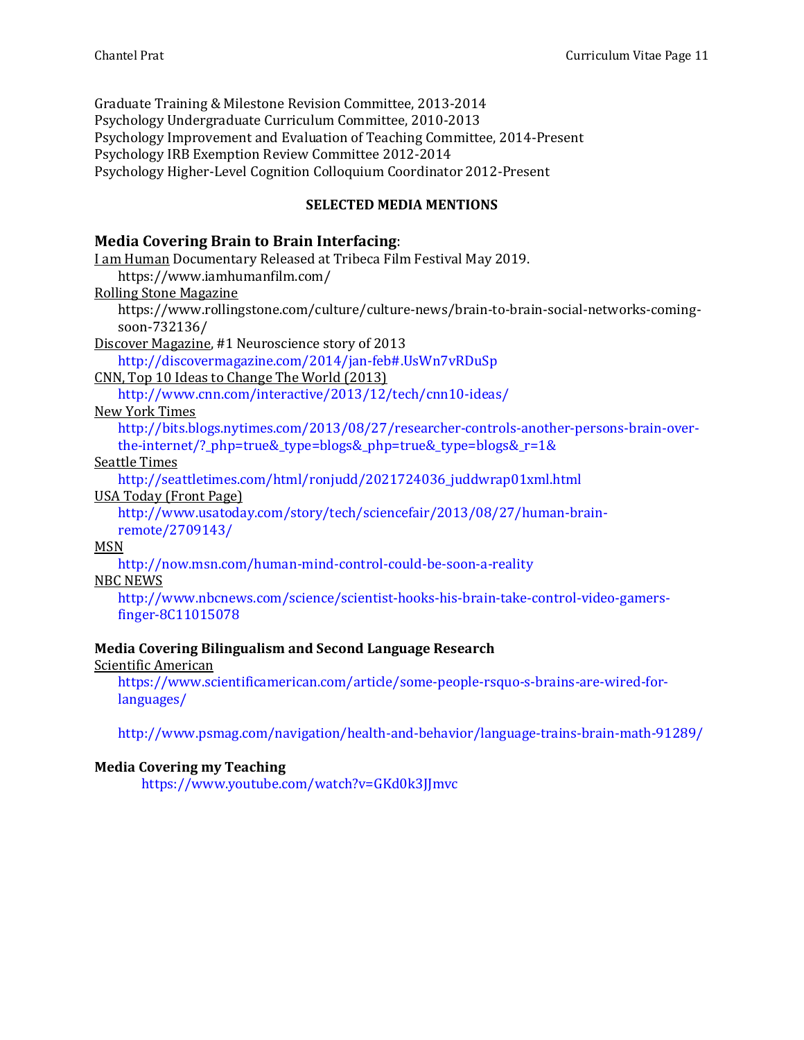Graduate Training & Milestone Revision Committee, 2013-2014
Psychology Undergraduate Curriculum Committee, 2010-2013
Psychology Improvement and Evaluation of Teaching Committee, 2014-Present
Psychology IRB Exemption Review Committee 2012-2014
Psychology Higher-Level Cognition Colloquium Coordinator 2012-Present

## SELECTED MEDIA MENTIONS

### Media Covering Brain to Brain Interfacing:

I am Human Documentary Released at Tribeca Film Festival May 2019.
https://www.iamhumanfilm.com/

Rolling Stone Magazine
https://www.rollingstone.com/culture/culture-news/brain-to-brain-social-networks-coming-soon-732136/

Discover Magazine, #1 Neuroscience story of 2013
http://discovermagazine.com/2014/jan-feb#.UsWn7vRDuSp

CNN, Top 10 Ideas to Change The World (2013)
http://www.cnn.com/interactive/2013/12/tech/cnn10-ideas/

New York Times
http://bits.blogs.nytimes.com/2013/08/27/researcher-controls-another-persons-brain-over-the-internet/?_php=true&_type=blogs&_php=true&_type=blogs&_r=1&

Seattle Times
http://seattletimes.com/html/ronjudd/2021724036_juddwrap01xml.html

USA Today (Front Page)
http://www.usatoday.com/story/tech/sciencefair/2013/08/27/human-brain-remote/2709143/

MSN
http://now.msn.com/human-mind-control-could-be-soon-a-reality

NBC NEWS
http://www.nbcnews.com/science/scientist-hooks-his-brain-take-control-video-gamers-finger-8C11015078

### Media Covering Bilingualism and Second Language Research

Scientific American
https://www.scientificamerican.com/article/some-people-rsquo-s-brains-are-wired-for-languages/

http://www.psmag.com/navigation/health-and-behavior/language-trains-brain-math-91289/

### Media Covering my Teaching

https://www.youtube.com/watch?v=GKd0k3JJmvc